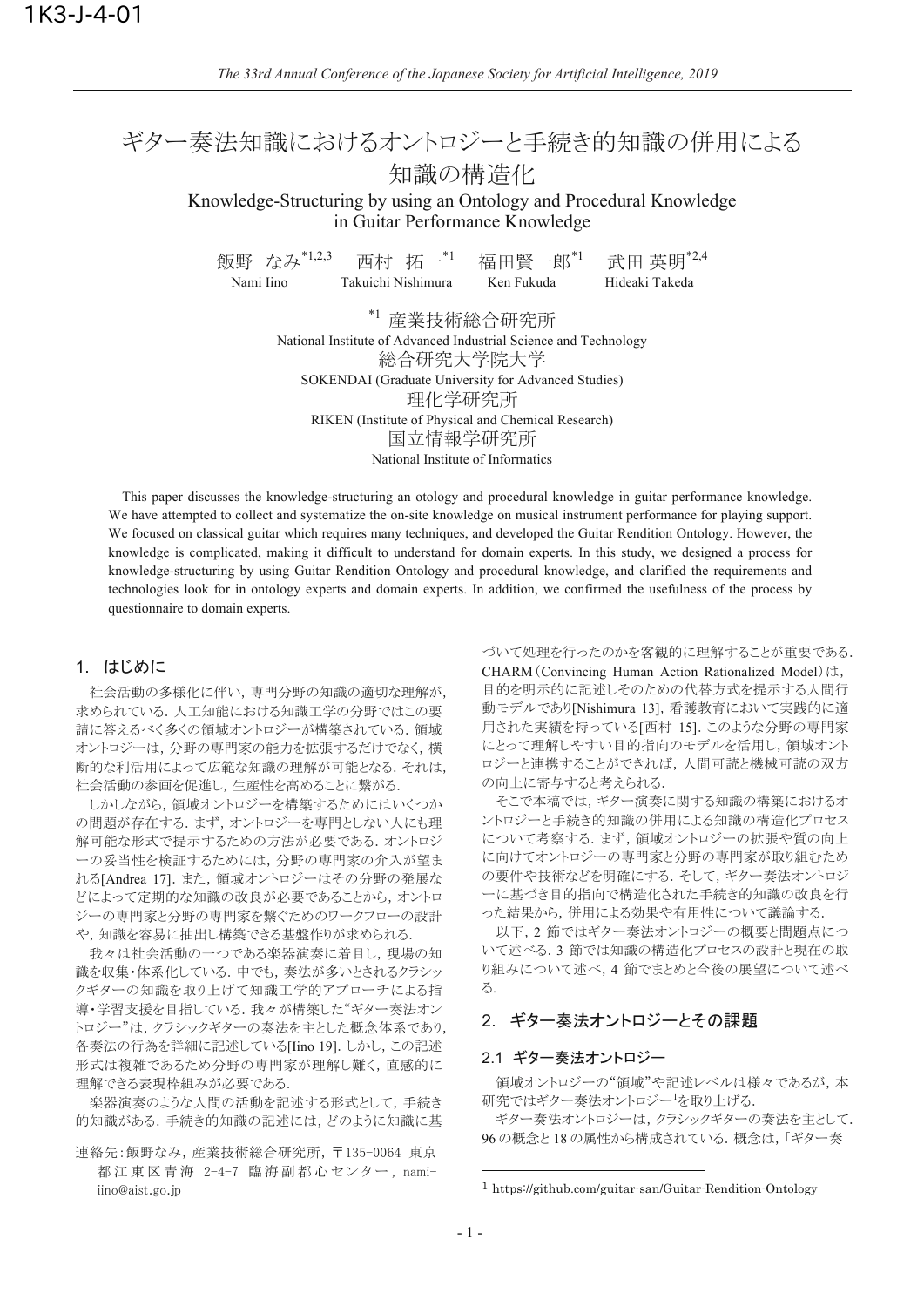1K3-J-4-01

# ギター奏法知識におけるオントロジーと手続き的知識の併用による知識の構造化

Knowledge-Structuring by using an Ontology and Procedural Knowledge in Guitar Performance Knowledge

飯野 なみ[*1,2,3] 西村 拓一[*1] 福田賢一郎[*1] 武田 英明[*2,4]

Nami Iino Takuichi Nishimura Ken Fukuda Hideaki Takeda

[*1] 産業技術総合研究所
National Institute of Advanced Industrial Science and Technology
総合研究大学院大学
SOKENDAI (Graduate University for Advanced Studies)
理化学研究所
RIKEN (Institute of Physical and Chemical Research)
国立情報学研究所
National Institute of Informatics

This paper discusses the knowledge-structuring an otology and procedural knowledge in guitar performance knowledge. We have attempted to collect and systematize the on-site knowledge on musical instrument performance for playing support. We focused on classical guitar which requires many techniques, and developed the Guitar Rendition Ontology. However, the knowledge is complicated, making it difficult to understand for domain experts. In this study, we designed a process for knowledge-structuring by using Guitar Rendition Ontology and procedural knowledge, and clarified the requirements and technologies look for in ontology experts and domain experts. In addition, we confirmed the usefulness of the process by questionnaire to domain experts.

## 1. はじめに

社会活動の多様化に伴い，専門分野の知識の適切な理解が，求められている．人工知能における知識工学の分野ではこの要請に答えるべく多くの領域オントロジーが構築されている．領域オントロジーは，分野の専門家の能力を拡張するだけでなく，横断的な利活用によって広範な知識の理解が可能となる．それは，社会活動の参画を促進し，生産性を高めることに繋がる．

しかしながら，領域オントロジーを構築するためにはいくつかの問題が存在する．まず，オントロジーを専門としない人にも理解可能な形式で提示するための方法が必要である．オントロジーの妥当性を検証するためには，分野の専門家の介入が望まれる[Andrea 17]．また，領域オントロジーはその分野の発展などによって定期的な知識の改良が必要であることから，オントロジーの専門家と分野の専門家を繋ぐためのワークフローの設計や，知識を容易に抽出し構築できる基盤作りが求められる．

我々は社会活動の一つである楽器演奏に着目し，現場の知識を収集・体系化している．中でも，奏法が多いとされるクラシックギターの知識を取り上げて知識工学的アプローチによる指導・学習支援を目指している．我々が構築した"ギター奏法オントロジー"は，クラシックギターの奏法を主とした概念体系であり，各奏法の行為を詳細に記述している[Iino 19]．しかし，この記述形式は複雑であるため分野の専門家が理解し難く，直感的に理解できる表現枠組みが必要である．

楽器演奏のような人間の活動を記述する形式として，手続き的知識がある．手続き的知識の記述には，どのように知識に基づいて処理を行ったのかを客観的に理解することが重要である．CHARM（Convincing Human Action Rationalized Model）は，目的を明示的に記述しそのための代替方式を提示する人間行動モデルであり[Nishimura 13]，看護教育において実践的に適用された実績を持っている[西村 15]．このような分野の専門家にとって理解しやすい目的指向のモデルを活用し，領域オントロジーと連携することができれば，人間可読と機械可読の双方の向上に寄与すると考えられる．

そこで本稿では，ギター演奏に関する知識の構築におけるオントロジーと手続き的知識の併用による知識の構造化プロセスについて考察する．まず，領域オントロジーの拡張や質の向上に向けてオントロジーの専門家と分野の専門家が取り組むための要件や技術などを明確にする．そして，ギター奏法オントロジーに基づき目的指向で構造化された手続き的知識の改良を行った結果から，併用による効果や有用性について議論する．

以下，2 節ではギター奏法オントロジーの概要と問題点について述べる．3 節では知識の構造化プロセスの設計と現在の取り組みについて述べ，4 節でまとめと今後の展望について述べる．

## 2. ギター奏法オントロジーとその課題

### 2.1 ギター奏法オントロジー

領域オントロジーの"領域"や記述レベルは様々であるが，本研究ではギター奏法オントロジー[1]を取り上げる．

ギター奏法オントロジーは，クラシックギターの奏法を主として．96 の概念と 18 の属性から構成されている．概念は，「ギター奏

---

連絡先：飯野なみ，産業技術総合研究所，〒135-0064 東京都江東区青海 2-4-7 臨海副都心センター，nami-iino@aist.go.jp

[1] https://github.com/guitar-san/Guitar-Rendition-Ontology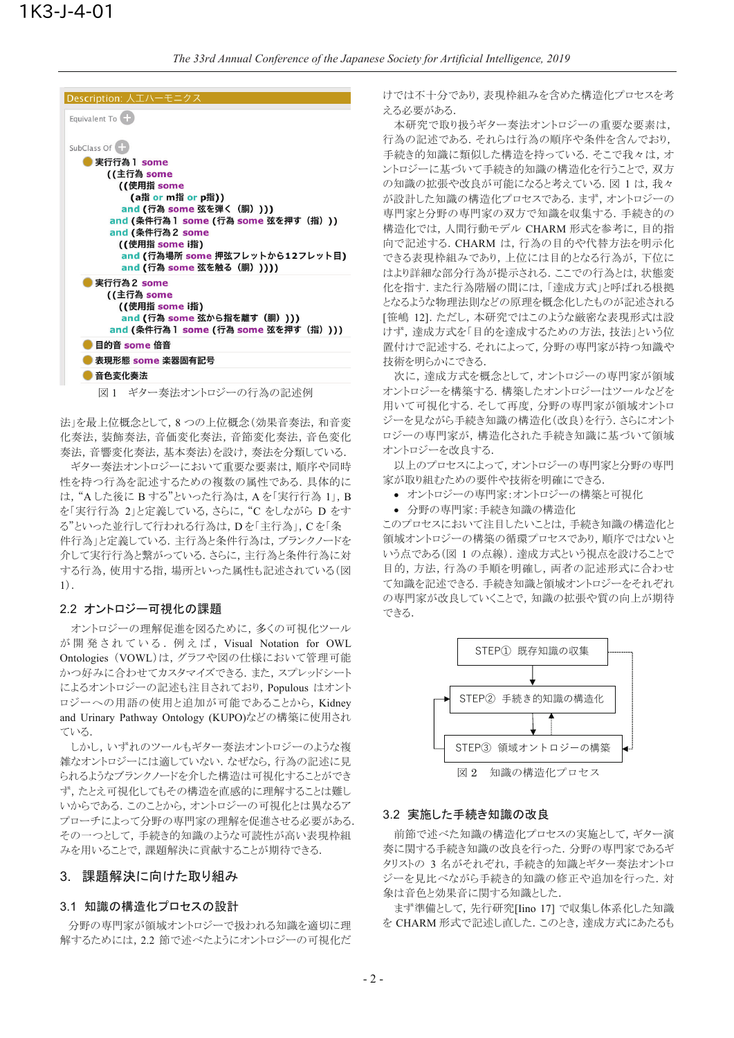Description: 人工ハーモニクス

Equivalent To

SubClass Of

- 実行行為 1 some
  - ((主行為 some
    - ((使用指 some
      - (a指 or m指 or p指))
    - and (行為 some 弦を弾く (胴) )))
  - and (条件行為 1 some (行為 some 弦を押す (指) ))
  - and (条件行為 2 some
    - ((使用指 some i指)
    - and (行為場所 some 押弦フレットから12フレット目)
    - and (行為 some 弦を触る (胴) ))))
- 実行行為 2 some
  - ((主行為 some
    - ((使用指 some i指)
    - and (行為 some 弦から指を離す (胴) )))
  - and (条件行為 1 some (行為 some 弦を押す (指) )))
- 目的音 some 倍音
- 表現形態 some 楽器固有記号
- 音色変化奏法

図 1 ギター奏法オントロジーの行為の記述例

法」を最上位概念として，8 つの上位概念（効果音奏法，和音変化奏法，装飾奏法，音価変化奏法，音色変化奏法，音響変化奏法，基本奏法）を設け，奏法を分類している．

ギター奏法オントロジーにおいて重要な要素は，順序や同時性を持つ行為を記述するための複数の属性である．具体的には，“A した後に B する”といった行為は，A を「実行行為 1」，B を「実行行為 2」と定義している，さらに，“C をしながら D をする”といった並行して行われる行為は，D を「主行為」，C を「条件行為」と定義している．主行為と条件行為は，ブランクノードを介して実行行為と繋がっている．さらに，主行為と条件行為に対する行為，使用する指，場所といった属性も記述されている（図 1）．

## 2.2 オントロジー可視化の課題

オントロジーの理解促進を図るために，多くの可視化ツールが開発されている．例えば，Visual Notation for OWL Ontologies（VOWL）は，グラフや図の仕様において管理可能かつ好みに合わせてカスタマイズできる．また，スプレッドシートによるオントロジーの記述も注目されており，Populous はオントロジーへの用語の使用と追加が可能であることから，Kidney and Urinary Pathway Ontology (KUPO)などの構築に使用されている．

しかし，いずれのツールもギター奏法オントロジーのような複雑なオントロジーには適していない．なぜなら，行為の記述に見られるようなブランクノードを介した構造は可視化することができず，たとえ可視化してもその構造を直感的に理解することは難しいからである．このことから，オントロジーの可視化とは異なるアプローチによって分野の専門家の理解を促進させる必要がある．その一つとして，手続き的知識のような可読性が高い表現枠組みを用いることで，課題解決に貢献することが期待できる．

# 3. 課題解決に向けた取り組み

## 3.1 知識の構造化プロセスの設計

分野の専門家が領域オントロジーで扱われる知識を適切に理解するためには，2.2 節で述べたようにオントロジーの可視化だけでは不十分であり，表現枠組みを含めた構造化プロセスを考える必要がある．

本研究で取り扱うギター奏法オントロジーの重要な要素は，行為の記述である．それらは行為の順序や条件を含んでおり，手続き的知識に類似した構造を持っている．そこで我々は，オントロジーに基づいて手続き的知識の構造化を行うことで，双方の知識の拡張や改良が可能になると考えている．図 1 は，我々が設計した知識の構造化プロセスである．まず，オントロジーの専門家と分野の専門家の双方で知識を収集する．手続き的の構造化では，人間行動モデル CHARM 形式を参考に，目的指向で記述する．CHARM は，行為の目的や代替方法を明示化できる表現枠組みであり，上位には目的となる行為が，下位にはより詳細な部分行為が提示される．ここでの行為とは，状態変化を指す．また行為階層の間には，「達成方式」と呼ばれる根拠となるような物理法則などの原理を概念化したものが記述される[笹嶋 12]．ただし，本研究ではこのような厳密な表現形式は設けず，達成方式を「目的を達成するための方法，技法」という位置付けで記述する．それによって，分野の専門家が持つ知識や技術を明らかにできる．

次に，達成方式を概念として，オントロジーの専門家が領域オントロジーを構築する．構築したオントロジーはツールなどを用いて可視化する．そして再度，分野の専門家が領域オントロジーを見ながら手続き知識の構造化（改良）を行う．さらにオントロジーの専門家が，構造化された手続き知識に基づいて領域オントロジーを改良する．

以上のプロセスによって，オントロジーの専門家と分野の専門家が取り組むための要件や技術を明確にできる．

- オントロジーの専門家：オントロジーの構築と可視化
- 分野の専門家：手続き知識の構造化

このプロセスにおいて注目したいことは，手続き知識の構造化と領域オントロジーの構築の循環プロセスであり，順序ではないという点である（図 1 の点線）．達成方式という視点を設けることで目的，方法，行為の手順を明確にし，両者の記述形式に合わせて知識を記述できる．手続き知識と領域オントロジーをそれぞれの専門家が改良していくことで，知識の拡張や質の向上が期待できる．

STEP① 既存知識の収集
STEP② 手続き的知識の構造化
STEP③ 領域オントロジーの構築

図 2 知識の構造化プロセス

## 3.2 実施した手続き知識の改良

前節で述べた知識の構造化プロセスの実施として，ギター演奏に関する手続き知識の改良を行った．分野の専門家であるギタリストの 3 名がそれぞれ，手続き的知識とギター奏法オントロジーを見比べながら手続き的知識の修正や追加を行った．対象は音色と効果音に関する知識とした．

まず準備として，先行研究[Iino 17]で収集し体系化した知識を CHARM 形式で記述し直した．このとき，達成方式にあたるも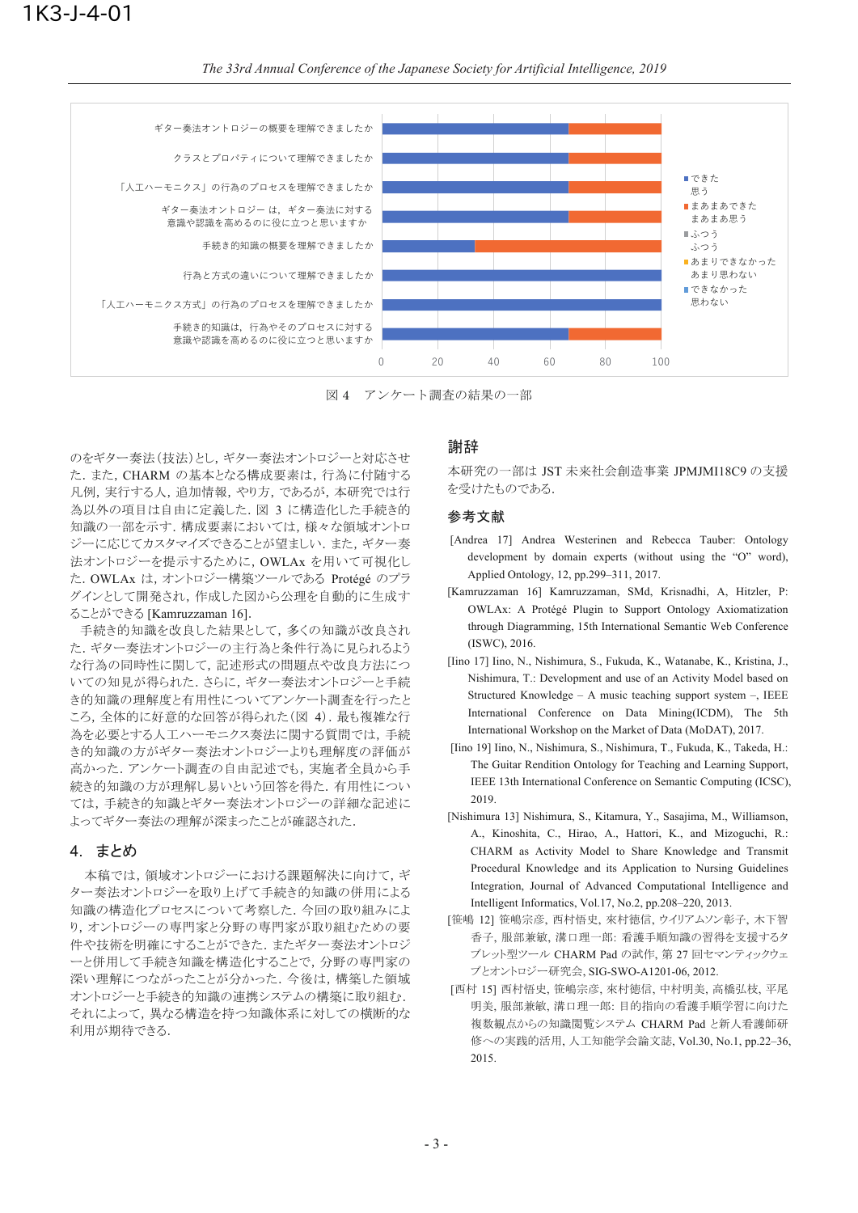ギター奏法オントロジーの概要を理解できましたか

クラスとプロパティについて理解できましたか

「人工ハーモニクス」の行為のプロセスを理解できましたか

ギター奏法オントロジー は，ギター奏法に対する意識や認識を高めるのに役に立つと思いますか

手続き的知識の概要を理解できましたか

行為と方式の違いについて理解できましたか

「人工ハーモニクス方式」の行為のプロセスを理解できましたか

手続き的知識は，行為やそのプロセスに対する意識や認識を高めるのに役に立つと思いますか

0 20 40 60 80 100

できた 思う
まあまあできた まあまあ思う
ふつう ふつう
あまりできなかった あまり思わない
できなかった 思わない

図 4　アンケート調査の結果の一部

のをギター奏法（技法）とし，ギター奏法オントロジーと対応させた．また，CHARM の基本となる構成要素は，行為に付随する凡例，実行する人，追加情報，やり方，であるが，本研究では行為以外の項目は自由に定義した．図 3 に構造化した手続き的知識の一部を示す．構成要素においては，様々な領域オントロジーに応じてカスタマイズできることが望ましい．また，ギター奏法オントロジーを提示するために，OWLAx を用いて可視化した．OWLAx は，オントロジー構築ツールである Protégé のプラグインとして開発され，作成した図から公理を自動的に生成することができる [Kamruzzaman 16].

手続き的知識を改良した結果として，多くの知識が改良された．ギター奏法オントロジーの主行為と条件行為に見られるような行為の同時性に関して，記述形式の問題点や改良方法についての知見が得られた．さらに，ギター奏法オントロジーと手続き的知識の理解度と有用性についてアンケート調査を行ったところ，全体的に好意的な回答が得られた（図 4）．最も複雑な行為を必要とする人工ハーモニクス奏法に関する質問では，手続き的知識の方がギター奏法オントロジーよりも理解度の評価が高かった．アンケート調査の自由記述でも，実施者全員から手続き的知識の方が理解し易いという回答を得た．有用性については，手続き的知識とギター奏法オントロジーの詳細な記述によってギター奏法の理解が深まったことが確認された．

## 4. まとめ

本稿では，領域オントロジーにおける課題解決に向けて，ギター奏法オントロジーを取り上げて手続き的知識の併用による知識の構造化プロセスについて考察した．今回の取り組みにより，オントロジーの専門家と分野の専門家が取り組むための要件や技術を明確にすることができた．またギター奏法オントロジーと併用して手続き知識を構造化することで，分野の専門家の深い理解につながったことが分かった．今後は，構築した領域オントロジーと手続き的知識の連携システムの構築に取り組む．それによって，異なる構造を持つ知識体系に対しての横断的な利用が期待できる．

## 謝辞

本研究の一部は JST 未来社会創造事業 JPMJMI18C9 の支援を受けたものである．

## 参考文献

[Andrea 17] Andrea Westerinen and Rebecca Tauber: Ontology development by domain experts (without using the “O” word), Applied Ontology, 12, pp.299–311, 2017.

[Kamruzzaman 16] Kamruzzaman, SMd, Krisnadhi, A, Hitzler, P: OWLAx: A Protégé Plugin to Support Ontology Axiomatization through Diagramming, 15th International Semantic Web Conference (ISWC), 2016.

[Iino 17] Iino, N., Nishimura, S., Fukuda, K., Watanabe, K., Kristina, J., Nishimura, T.: Development and use of an Activity Model based on Structured Knowledge – A music teaching support system –, IEEE International Conference on Data Mining(ICDM), The 5th International Workshop on the Market of Data (MoDAT), 2017.

[Iino 19] Iino, N., Nishimura, S., Nishimura, T., Fukuda, K., Takeda, H.: The Guitar Rendition Ontology for Teaching and Learning Support, IEEE 13th International Conference on Semantic Computing (ICSC), 2019.

[Nishimura 13] Nishimura, S., Kitamura, Y., Sasajima, M., Williamson, A., Kinoshita, C., Hirao, A., Hattori, K., and Mizoguchi, R.: CHARM as Activity Model to Share Knowledge and Transmit Procedural Knowledge and its Application to Nursing Guidelines Integration, Journal of Advanced Computational Intelligence and Intelligent Informatics, Vol.17, No.2, pp.208–220, 2013.

[笹嶋 12] 笹嶋宗彦，西村悟史，來村徳信，ウイリアムソン彰子，木下智香子，服部兼敏，溝口理一郎: 看護手順知識の習得を支援するタブレット型ツール CHARM Pad の試作，第 27 回セマンティックウェブとオントロジー研究会，SIG-SWO-A1201-06, 2012.

[西村 15] 西村悟史，笹嶋宗彦，來村徳信，中村明美，高橋弘枝，平尾明美，服部兼敏，溝口理一郎: 目的指向の看護手順学習に向けた複数観点からの知識閲覧システム CHARM Pad と新人看護師研修への実践的活用，人工知能学会論文誌，Vol.30, No.1, pp.22–36, 2015.